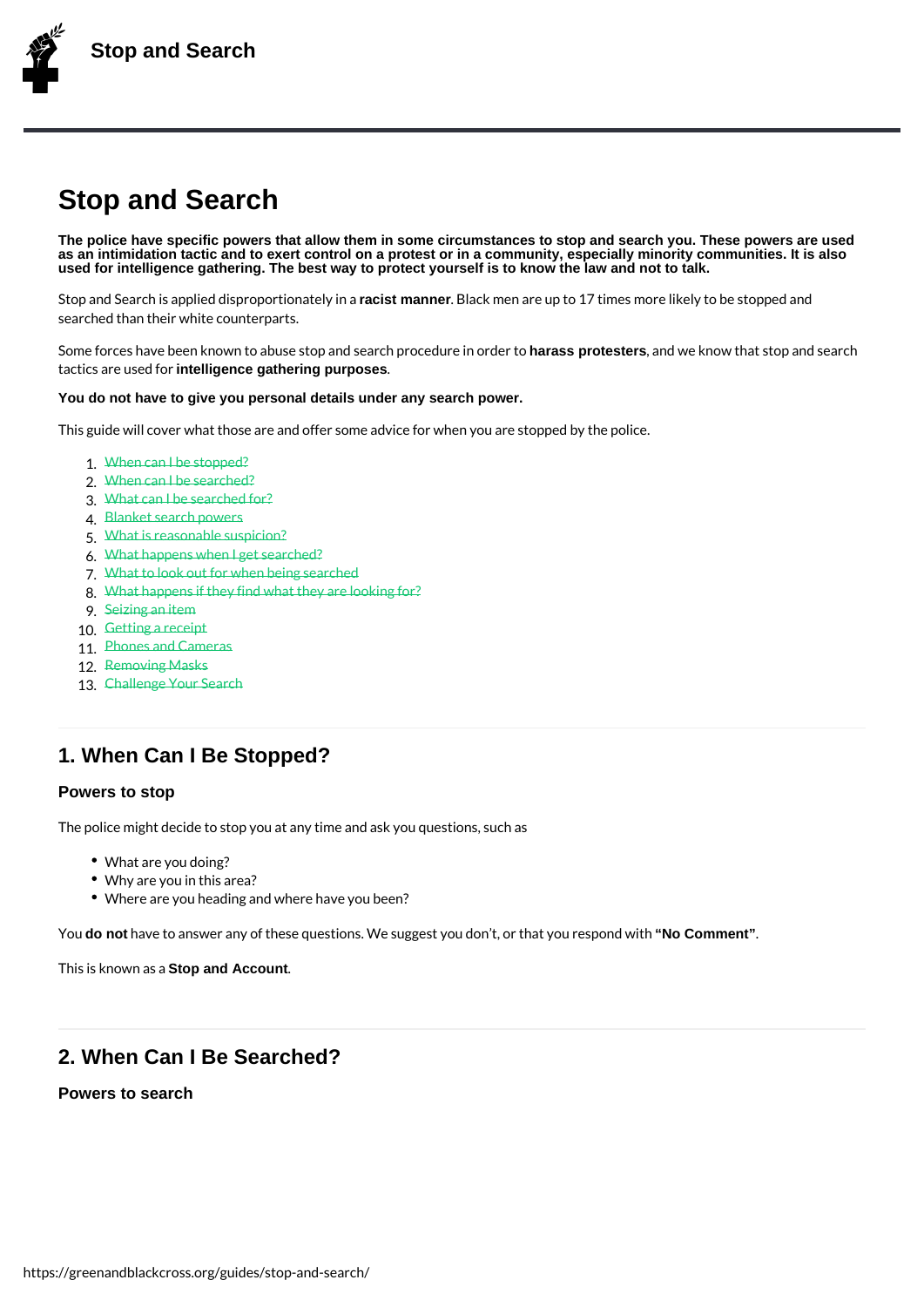# Stop and Search

**The police have specific powers that allow them in some circumstances to stop and search you. These powers are used as an intimidation tactic and to exert control on a protest or in a community, especially minority communities. It is also used for intelligence gathering. The best way to protect yourself is to know the law and not to talk.**

Stop and Search is applied disproportionately in a **racist manner**. Black men are up to 17 times more likely to be stopped and searched than their white counterparts.

Some forces have been known to abuse stop and search procedure in order to **harass protesters**, and we know that stop and search tactics are used for **intelligence gathering purposes**.

**You do not have to give you personal details under any search power.**

This guide will cover what those are and offer some advice for when you are stopped by the police.

1. When can I be stopped?
2. When can I be searched?
3. What can I be searched for?
4. Blanket search powers
5. What is reasonable suspicion?
6. What happens when I get searched?
7. What to look out for when being searched
8. What happens if they find what they are looking for?
9. Seizing an item
10. Getting a receipt
11. Phones and Cameras
12. Removing Masks
13. Challenge Your Search

## 1. When Can I Be Stopped?

### Powers to stop

The police might decide to stop you at any time and ask you questions, such as

- What are you doing?
- Why are you in this area?
- Where are you heading and where have you been?

You **do not** have to answer any of these questions. We suggest you don't, or that you respond with **"No Comment"**.

This is known as a **Stop and Account**.

## 2. When Can I Be Searched?

### Powers to search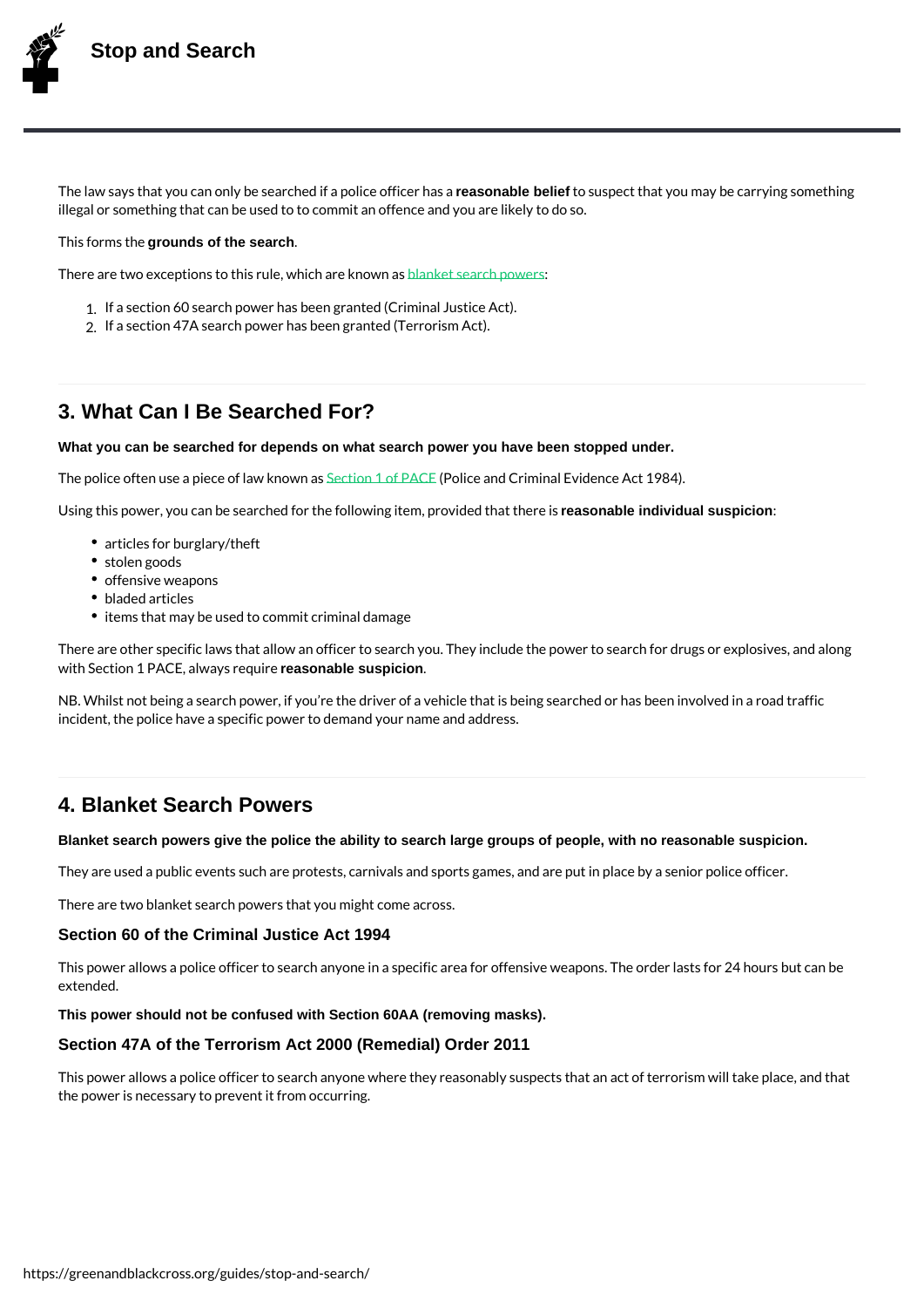The law says that you can only be searched if a police officer has a **reasonable belief** to suspect that you may be carrying something illegal or something that can be used to to commit an offence and you are likely to do so.

This forms the **grounds of the search**.

There are two exceptions to this rule, which are known as blanket search powers:

1. If a section 60 search power has been granted (Criminal Justice Act).
2. If a section 47A search power has been granted (Terrorism Act).

## 3. What Can I Be Searched For?

**What you can be searched for depends on what search power you have been stopped under.**

The police often use a piece of law known as Section 1 of PACE (Police and Criminal Evidence Act 1984).

Using this power, you can be searched for the following item, provided that there is **reasonable individual suspicion**:

- articles for burglary/theft
- stolen goods
- offensive weapons
- bladed articles
- items that may be used to commit criminal damage

There are other specific laws that allow an officer to search you. They include the power to search for drugs or explosives, and along with Section 1 PACE, always require **reasonable suspicion**.

NB. Whilst not being a search power, if you're the driver of a vehicle that is being searched or has been involved in a road traffic incident, the police have a specific power to demand your name and address.

## 4. Blanket Search Powers

**Blanket search powers give the police the ability to search large groups of people, with no reasonable suspicion.**

They are used a public events such are protests, carnivals and sports games, and are put in place by a senior police officer.

There are two blanket search powers that you might come across.

### Section 60 of the Criminal Justice Act 1994

This power allows a police officer to search anyone in a specific area for offensive weapons. The order lasts for 24 hours but can be extended.

**This power should not be confused with Section 60AA (removing masks).**

### Section 47A of the Terrorism Act 2000 (Remedial) Order 2011

This power allows a police officer to search anyone where they reasonably suspects that an act of terrorism will take place, and that the power is necessary to prevent it from occurring.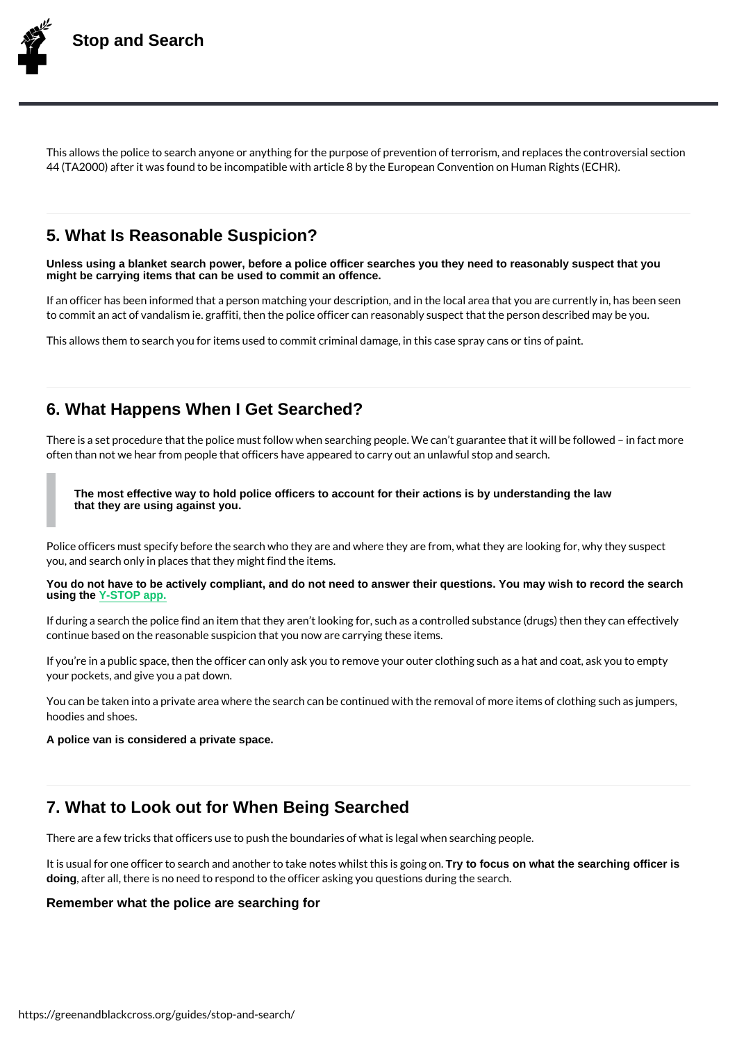This allows the police to search anyone or anything for the purpose of prevention of terrorism, and replaces the controversial section 44 (TA2000) after it was found to be incompatible with article 8 by the European Convention on Human Rights (ECHR).

## 5. What Is Reasonable Suspicion?

**Unless using a blanket search power, before a police officer searches you they need to reasonably suspect that you might be carrying items that can be used to commit an offence.**

If an officer has been informed that a person matching your description, and in the local area that you are currently in, has been seen to commit an act of vandalism ie. graffiti, then the police officer can reasonably suspect that the person described may be you.

This allows them to search you for items used to commit criminal damage, in this case spray cans or tins of paint.

## 6. What Happens When I Get Searched?

There is a set procedure that the police must follow when searching people. We can't guarantee that it will be followed – in fact more often than not we hear from people that officers have appeared to carry out an unlawful stop and search.

> **The most effective way to hold police officers to account for their actions is by understanding the law that they are using against you.**

Police officers must specify before the search who they are and where they are from, what they are looking for, why they suspect you, and search only in places that they might find the items.

**You do not have to be actively compliant, and do not need to answer their questions. You may wish to record the search using the Y-STOP app.**

If during a search the police find an item that they aren't looking for, such as a controlled substance (drugs) then they can effectively continue based on the reasonable suspicion that you now are carrying these items.

If you're in a public space, then the officer can only ask you to remove your outer clothing such as a hat and coat, ask you to empty your pockets, and give you a pat down.

You can be taken into a private area where the search can be continued with the removal of more items of clothing such as jumpers, hoodies and shoes.

**A police van is considered a private space.**

## 7. What to Look out for When Being Searched

There are a few tricks that officers use to push the boundaries of what is legal when searching people.

It is usual for one officer to search and another to take notes whilst this is going on. **Try to focus on what the searching officer is doing**, after all, there is no need to respond to the officer asking you questions during the search.

### Remember what the police are searching for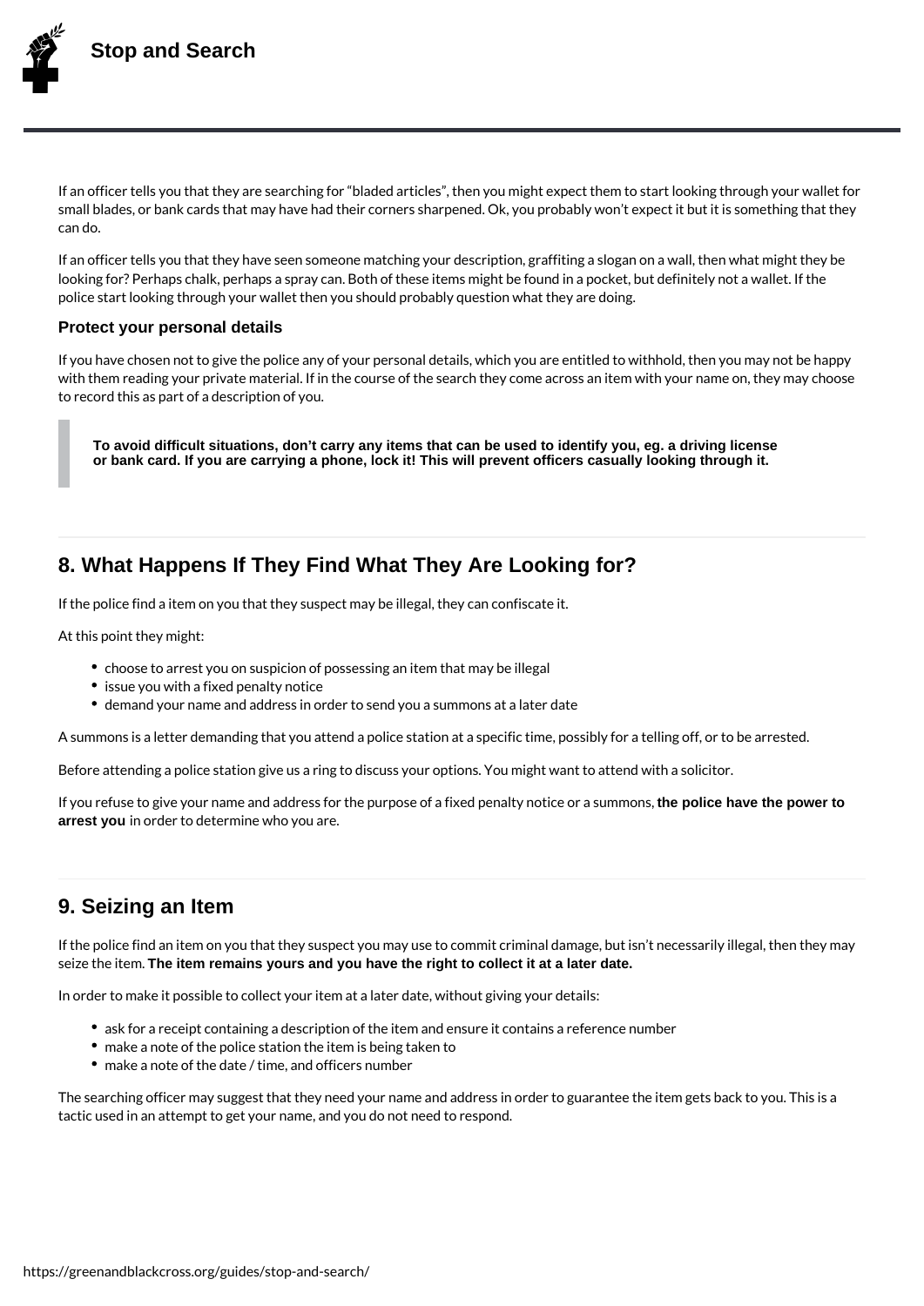If an officer tells you that they are searching for "bladed articles", then you might expect them to start looking through your wallet for small blades, or bank cards that may have had their corners sharpened. Ok, you probably won't expect it but it is something that they can do.

If an officer tells you that they have seen someone matching your description, graffiting a slogan on a wall, then what might they be looking for? Perhaps chalk, perhaps a spray can. Both of these items might be found in a pocket, but definitely not a wallet. If the police start looking through your wallet then you should probably question what they are doing.

### Protect your personal details

If you have chosen not to give the police any of your personal details, which you are entitled to withhold, then you may not be happy with them reading your private material. If in the course of the search they come across an item with your name on, they may choose to record this as part of a description of you.

> **To avoid difficult situations, don't carry any items that can be used to identify you, eg. a driving license or bank card. If you are carrying a phone, lock it! This will prevent officers casually looking through it.**

---

## 8. What Happens If They Find What They Are Looking for?

If the police find a item on you that they suspect may be illegal, they can confiscate it.

At this point they might:

- choose to arrest you on suspicion of possessing an item that may be illegal
- issue you with a fixed penalty notice
- demand your name and address in order to send you a summons at a later date

A summons is a letter demanding that you attend a police station at a specific time, possibly for a telling off, or to be arrested.

Before attending a police station give us a ring to discuss your options. You might want to attend with a solicitor.

If you refuse to give your name and address for the purpose of a fixed penalty notice or a summons, **the police have the power to arrest you** in order to determine who you are.

---

## 9. Seizing an Item

If the police find an item on you that they suspect you may use to commit criminal damage, but isn't necessarily illegal, then they may seize the item. **The item remains yours and you have the right to collect it at a later date.**

In order to make it possible to collect your item at a later date, without giving your details:

- ask for a receipt containing a description of the item and ensure it contains a reference number
- make a note of the police station the item is being taken to
- make a note of the date / time, and officers number

The searching officer may suggest that they need your name and address in order to guarantee the item gets back to you. This is a tactic used in an attempt to get your name, and you do not need to respond.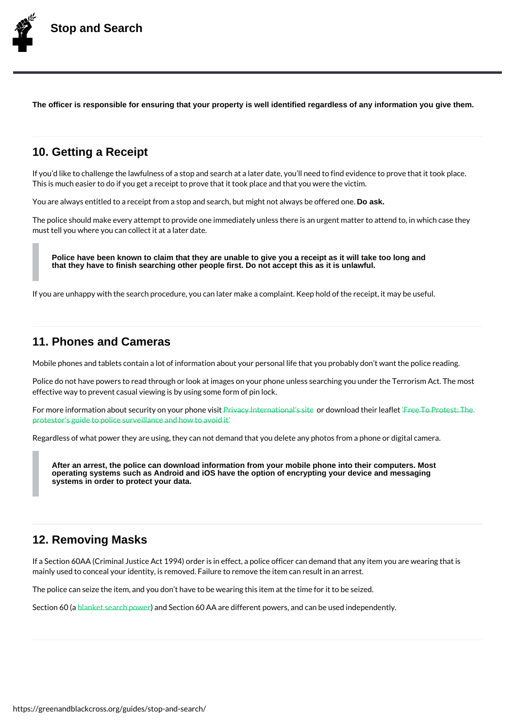**The officer is responsible for ensuring that your property is well identified regardless of any information you give them.**

## 10. Getting a Receipt

If you'd like to challenge the lawfulness of a stop and search at a later date, you'll need to find evidence to prove that it took place. This is much easier to do if you get a receipt to prove that it took place and that you were the victim.

You are always entitled to a receipt from a stop and search, but might not always be offered one. **Do ask.**

The police should make every attempt to provide one immediately unless there is an urgent matter to attend to, in which case they must tell you where you can collect it at a later date.

> **Police have been known to claim that they are unable to give you a receipt as it will take too long and that they have to finish searching other people first. Do not accept this as it is unlawful.**

If you are unhappy with the search procedure, you can later make a complaint. Keep hold of the receipt, it may be useful.

## 11. Phones and Cameras

Mobile phones and tablets contain a lot of information about your personal life that you probably don't want the police reading.

Police do not have powers to read through or look at images on your phone unless searching you under the Terrorism Act. The most effective way to prevent casual viewing is by using some form of pin lock.

For more information about security on your phone visit Privacy International's site or download their leaflet 'Free To Protest: The protestor's guide to police surveillance and how to avoid it'

Regardless of what power they are using, they can not demand that you delete any photos from a phone or digital camera.

> **After an arrest, the police can download information from your mobile phone into their computers. Most operating systems such as Android and iOS have the option of encrypting your device and messaging systems in order to protect your data.**

## 12. Removing Masks

If a Section 60AA (Criminal Justice Act 1994) order is in effect, a police officer can demand that any item you are wearing that is mainly used to conceal your identity, is removed. Failure to remove the item can result in an arrest.

The police can seize the item, and you don't have to be wearing this item at the time for it to be seized.

Section 60 (a blanket search power) and Section 60 AA are different powers, and can be used independently.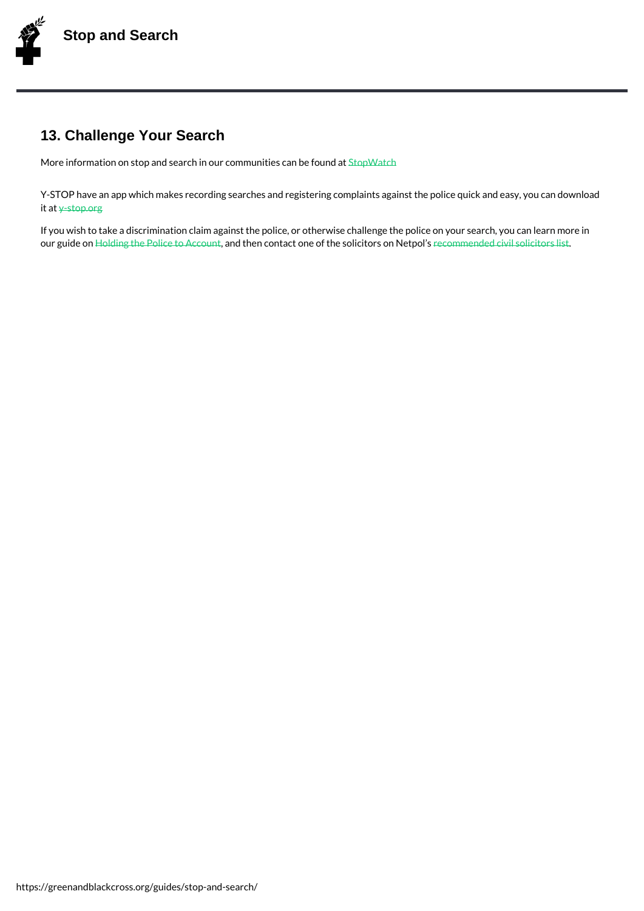## 13. Challenge Your Search

More information on stop and search in our communities can be found at StopWatch

Y-STOP have an app which makes recording searches and registering complaints against the police quick and easy, you can download it at y-stop.org

If you wish to take a discrimination claim against the police, or otherwise challenge the police on your search, you can learn more in our guide on Holding the Police to Account, and then contact one of the solicitors on Netpol's recommended civil solicitors list.